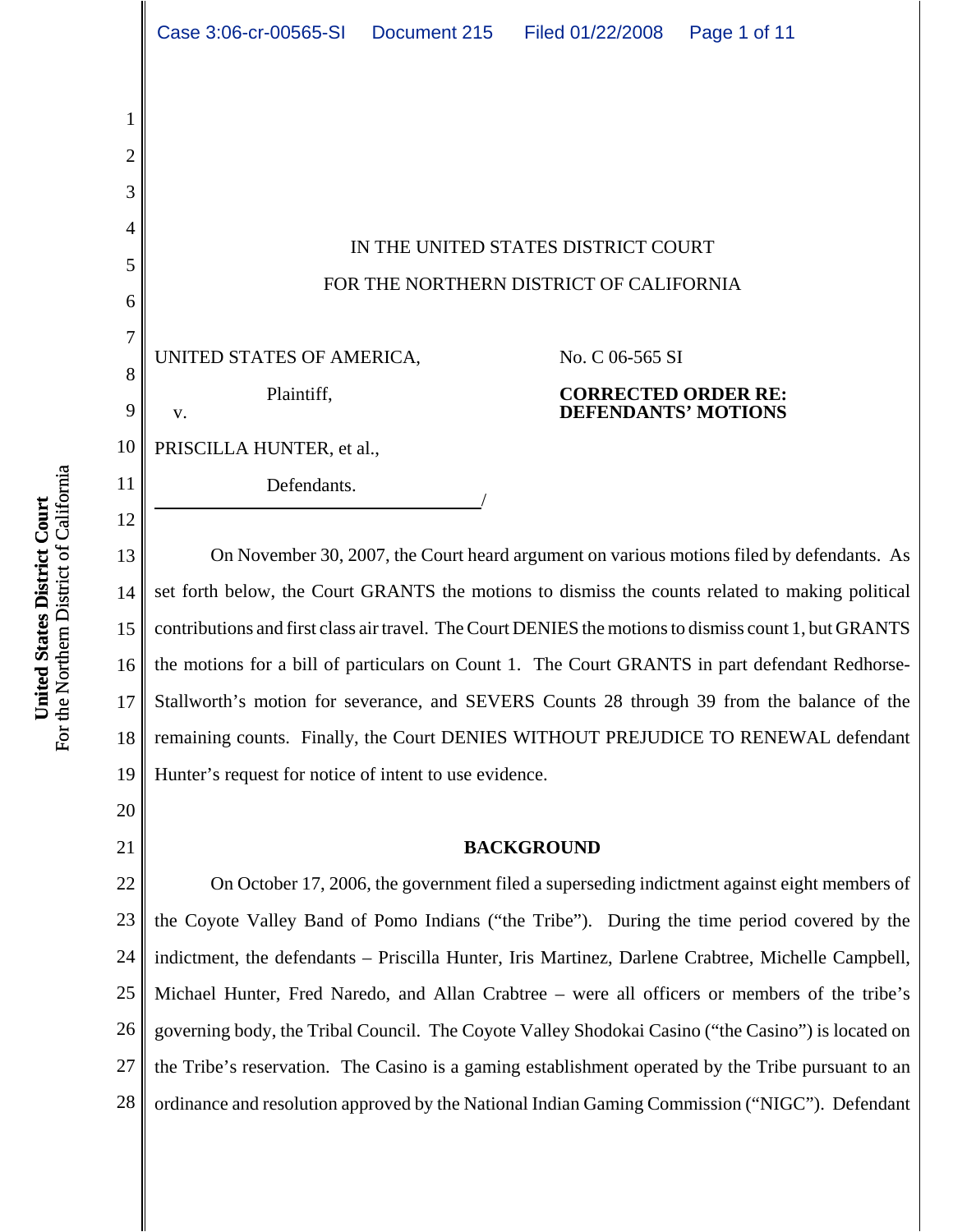IN THE UNITED STATES DISTRICT COURT

FOR THE NORTHERN DISTRICT OF CALIFORNIA

UNITED STATES OF AMERICA,

Plaintiff,

v.

PRISCILLA HUNTER, et al.,

Defendants.
/

No. C 06-565 SI

**CORRECTED ORDER RE: DEFENDANTS' MOTIONS**

On November 30, 2007, the Court heard argument on various motions filed by defendants. As set forth below, the Court GRANTS the motions to dismiss the counts related to making political contributions and first class air travel. The Court DENIES the motions to dismiss count 1, but GRANTS the motions for a bill of particulars on Count 1. The Court GRANTS in part defendant Redhorse-Stallworth's motion for severance, and SEVERS Counts 28 through 39 from the balance of the remaining counts. Finally, the Court DENIES WITHOUT PREJUDICE TO RENEWAL defendant Hunter's request for notice of intent to use evidence.

**BACKGROUND**

On October 17, 2006, the government filed a superseding indictment against eight members of the Coyote Valley Band of Pomo Indians ("the Tribe"). During the time period covered by the indictment, the defendants – Priscilla Hunter, Iris Martinez, Darlene Crabtree, Michelle Campbell, Michael Hunter, Fred Naredo, and Allan Crabtree – were all officers or members of the tribe's governing body, the Tribal Council. The Coyote Valley Shodokai Casino ("the Casino") is located on the Tribe's reservation. The Casino is a gaming establishment operated by the Tribe pursuant to an ordinance and resolution approved by the National Indian Gaming Commission ("NIGC"). Defendant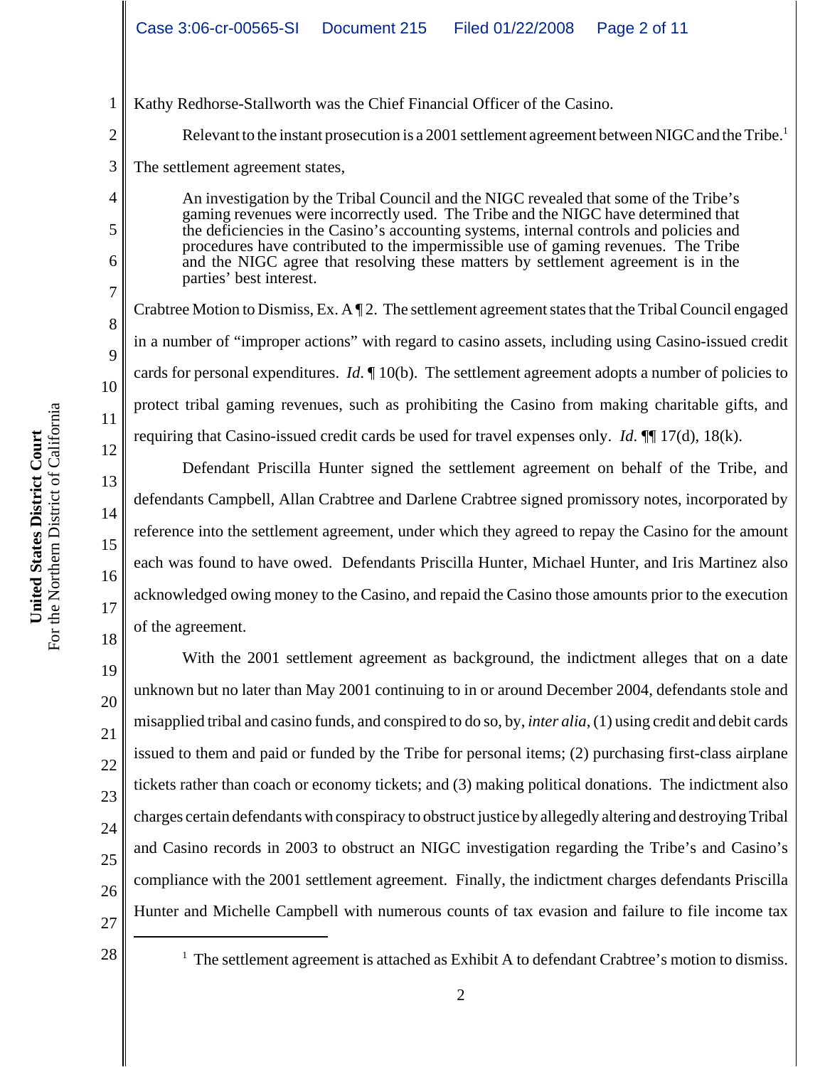Kathy Redhorse-Stallworth was the Chief Financial Officer of the Casino.

Relevant to the instant prosecution is a 2001 settlement agreement between NIGC and the Tribe.[1] The settlement agreement states,

> An investigation by the Tribal Council and the NIGC revealed that some of the Tribe's gaming revenues were incorrectly used. The Tribe and the NIGC have determined that the deficiencies in the Casino's accounting systems, internal controls and policies and procedures have contributed to the impermissible use of gaming revenues. The Tribe and the NIGC agree that resolving these matters by settlement agreement is in the parties' best interest.

Crabtree Motion to Dismiss, Ex. A ¶ 2. The settlement agreement states that the Tribal Council engaged in a number of "improper actions" with regard to casino assets, including using Casino-issued credit cards for personal expenditures. *Id.* ¶ 10(b). The settlement agreement adopts a number of policies to protect tribal gaming revenues, such as prohibiting the Casino from making charitable gifts, and requiring that Casino-issued credit cards be used for travel expenses only. *Id.* ¶¶ 17(d), 18(k).

Defendant Priscilla Hunter signed the settlement agreement on behalf of the Tribe, and defendants Campbell, Allan Crabtree and Darlene Crabtree signed promissory notes, incorporated by reference into the settlement agreement, under which they agreed to repay the Casino for the amount each was found to have owed. Defendants Priscilla Hunter, Michael Hunter, and Iris Martinez also acknowledged owing money to the Casino, and repaid the Casino those amounts prior to the execution of the agreement.

With the 2001 settlement agreement as background, the indictment alleges that on a date unknown but no later than May 2001 continuing to in or around December 2004, defendants stole and misapplied tribal and casino funds, and conspired to do so, by, *inter alia*, (1) using credit and debit cards issued to them and paid or funded by the Tribe for personal items; (2) purchasing first-class airplane tickets rather than coach or economy tickets; and (3) making political donations. The indictment also charges certain defendants with conspiracy to obstruct justice by allegedly altering and destroying Tribal and Casino records in 2003 to obstruct an NIGC investigation regarding the Tribe's and Casino's compliance with the 2001 settlement agreement. Finally, the indictment charges defendants Priscilla Hunter and Michelle Campbell with numerous counts of tax evasion and failure to file income tax

[1] The settlement agreement is attached as Exhibit A to defendant Crabtree's motion to dismiss.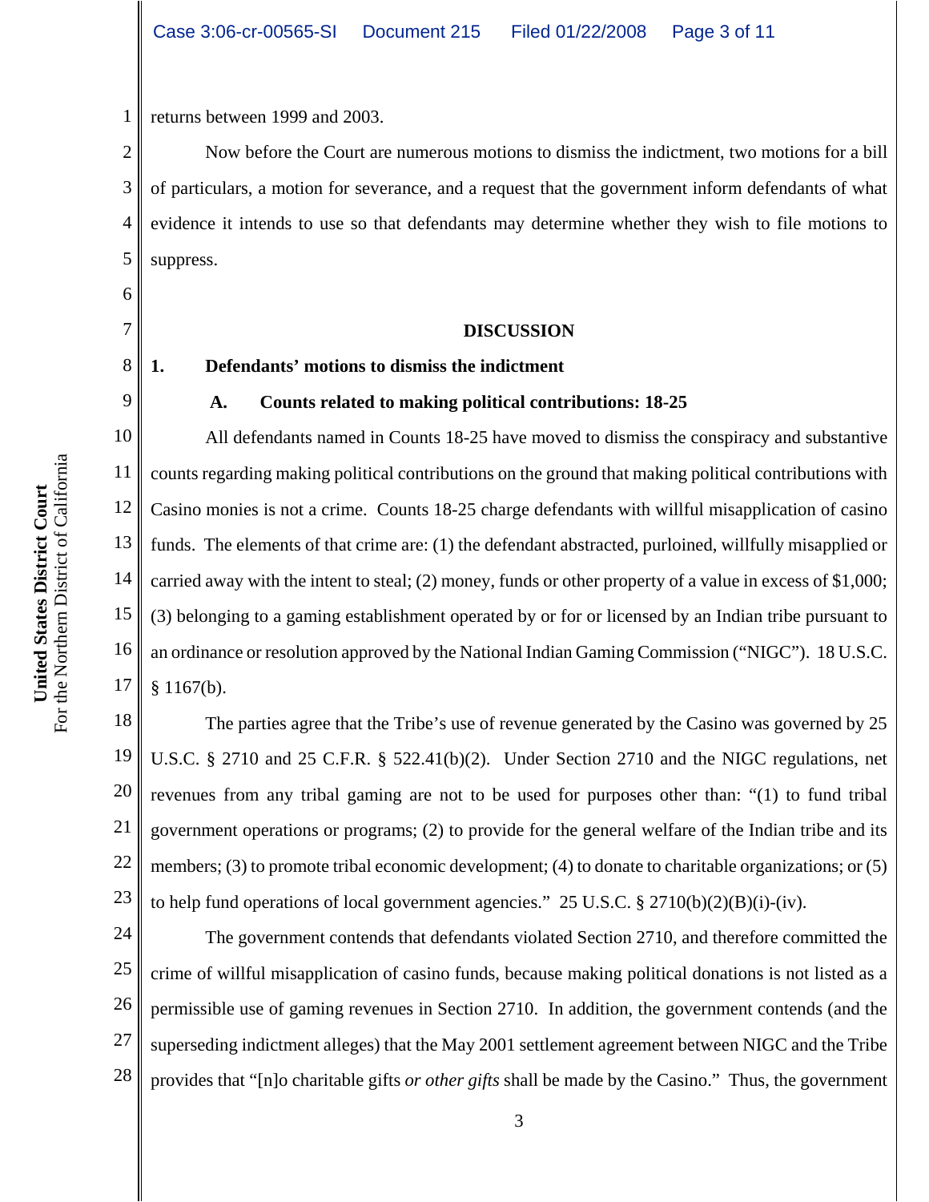returns between 1999 and 2003.

Now before the Court are numerous motions to dismiss the indictment, two motions for a bill of particulars, a motion for severance, and a request that the government inform defendants of what evidence it intends to use so that defendants may determine whether they wish to file motions to suppress.

## DISCUSSION

### 1. Defendants' motions to dismiss the indictment

#### A. Counts related to making political contributions: 18-25

All defendants named in Counts 18-25 have moved to dismiss the conspiracy and substantive counts regarding making political contributions on the ground that making political contributions with Casino monies is not a crime. Counts 18-25 charge defendants with willful misapplication of casino funds. The elements of that crime are: (1) the defendant abstracted, purloined, willfully misapplied or carried away with the intent to steal; (2) money, funds or other property of a value in excess of $1,000; (3) belonging to a gaming establishment operated by or for or licensed by an Indian tribe pursuant to an ordinance or resolution approved by the National Indian Gaming Commission ("NIGC"). 18 U.S.C. § 1167(b).

The parties agree that the Tribe's use of revenue generated by the Casino was governed by 25 U.S.C. § 2710 and 25 C.F.R. § 522.41(b)(2). Under Section 2710 and the NIGC regulations, net revenues from any tribal gaming are not to be used for purposes other than: "(1) to fund tribal government operations or programs; (2) to provide for the general welfare of the Indian tribe and its members; (3) to promote tribal economic development; (4) to donate to charitable organizations; or (5) to help fund operations of local government agencies." 25 U.S.C. § 2710(b)(2)(B)(i)-(iv).

The government contends that defendants violated Section 2710, and therefore committed the crime of willful misapplication of casino funds, because making political donations is not listed as a permissible use of gaming revenues in Section 2710. In addition, the government contends (and the superseding indictment alleges) that the May 2001 settlement agreement between NIGC and the Tribe provides that "[n]o charitable gifts *or other gifts* shall be made by the Casino." Thus, the government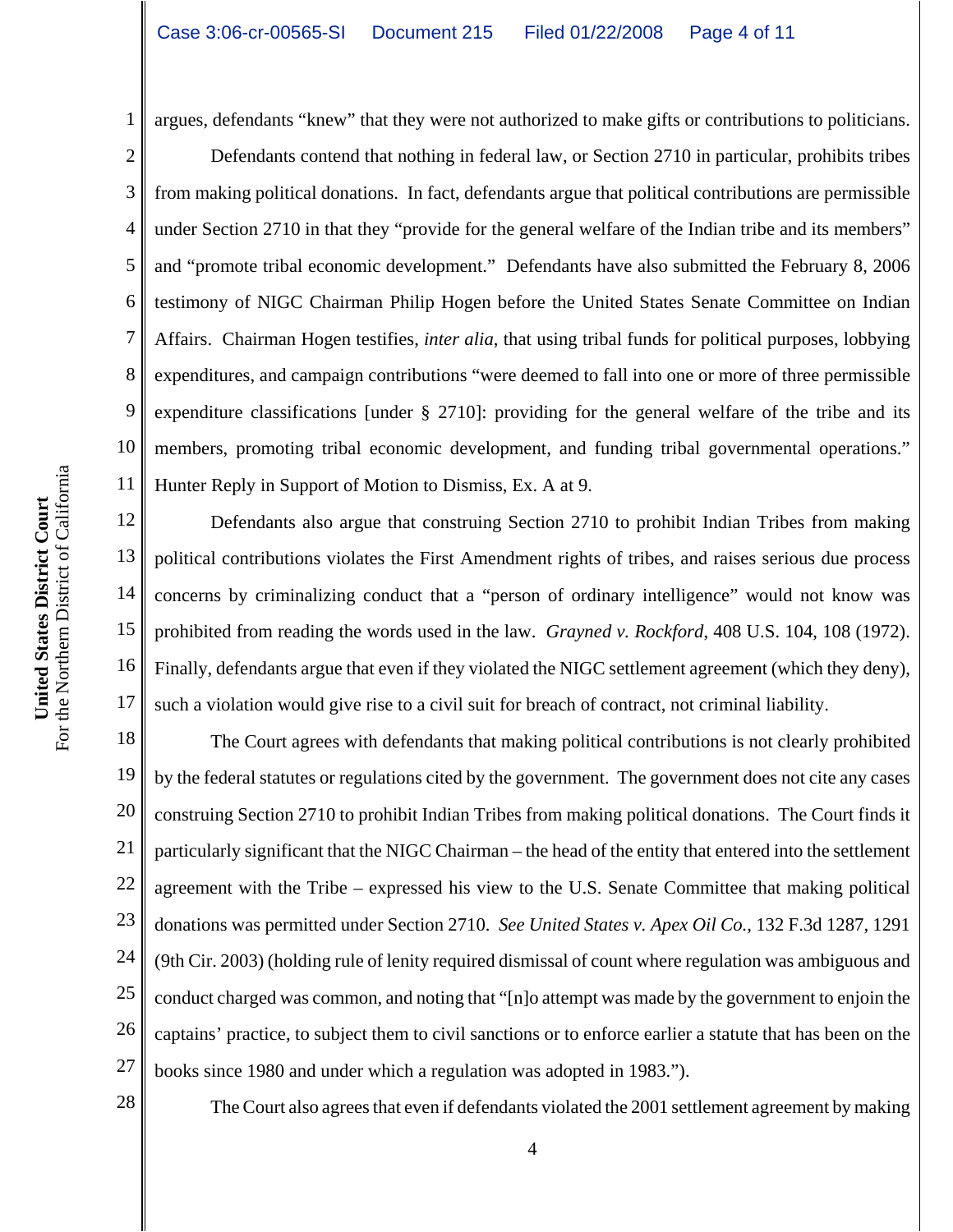argues, defendants "knew" that they were not authorized to make gifts or contributions to politicians.

Defendants contend that nothing in federal law, or Section 2710 in particular, prohibits tribes from making political donations. In fact, defendants argue that political contributions are permissible under Section 2710 in that they "provide for the general welfare of the Indian tribe and its members" and "promote tribal economic development." Defendants have also submitted the February 8, 2006 testimony of NIGC Chairman Philip Hogen before the United States Senate Committee on Indian Affairs. Chairman Hogen testifies, *inter alia*, that using tribal funds for political purposes, lobbying expenditures, and campaign contributions "were deemed to fall into one or more of three permissible expenditure classifications [under § 2710]: providing for the general welfare of the tribe and its members, promoting tribal economic development, and funding tribal governmental operations." Hunter Reply in Support of Motion to Dismiss, Ex. A at 9.

Defendants also argue that construing Section 2710 to prohibit Indian Tribes from making political contributions violates the First Amendment rights of tribes, and raises serious due process concerns by criminalizing conduct that a "person of ordinary intelligence" would not know was prohibited from reading the words used in the law. *Grayned v. Rockford*, 408 U.S. 104, 108 (1972). Finally, defendants argue that even if they violated the NIGC settlement agreement (which they deny), such a violation would give rise to a civil suit for breach of contract, not criminal liability.

The Court agrees with defendants that making political contributions is not clearly prohibited by the federal statutes or regulations cited by the government. The government does not cite any cases construing Section 2710 to prohibit Indian Tribes from making political donations. The Court finds it particularly significant that the NIGC Chairman – the head of the entity that entered into the settlement agreement with the Tribe – expressed his view to the U.S. Senate Committee that making political donations was permitted under Section 2710. *See United States v. Apex Oil Co.*, 132 F.3d 1287, 1291 (9th Cir. 2003) (holding rule of lenity required dismissal of count where regulation was ambiguous and conduct charged was common, and noting that "[n]o attempt was made by the government to enjoin the captains' practice, to subject them to civil sanctions or to enforce earlier a statute that has been on the books since 1980 and under which a regulation was adopted in 1983.").

The Court also agrees that even if defendants violated the 2001 settlement agreement by making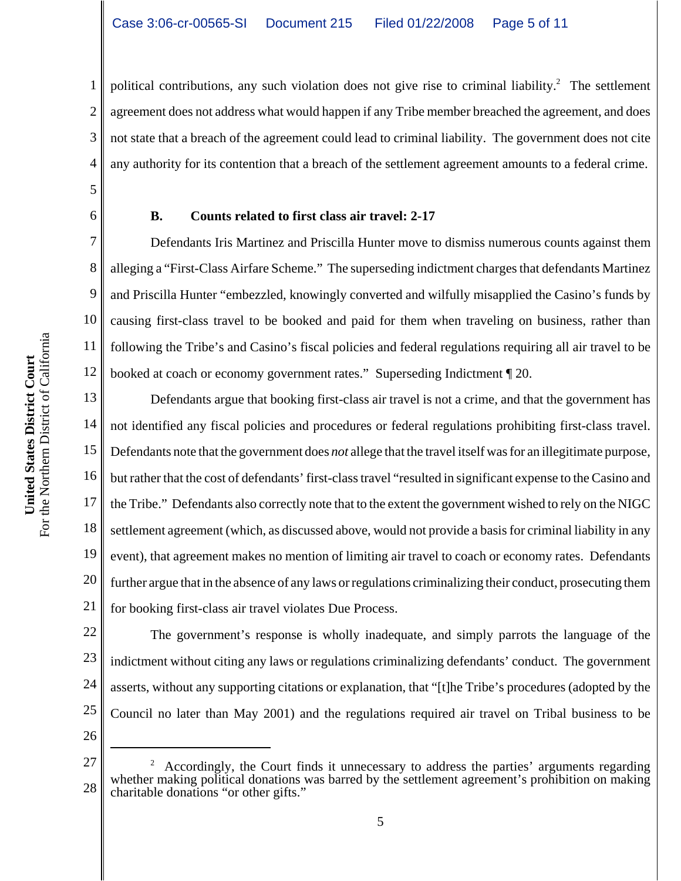political contributions, any such violation does not give rise to criminal liability.[2] The settlement agreement does not address what would happen if any Tribe member breached the agreement, and does not state that a breach of the agreement could lead to criminal liability. The government does not cite any authority for its contention that a breach of the settlement agreement amounts to a federal crime.

### B. Counts related to first class air travel: 2-17

Defendants Iris Martinez and Priscilla Hunter move to dismiss numerous counts against them alleging a "First-Class Airfare Scheme." The superseding indictment charges that defendants Martinez and Priscilla Hunter "embezzled, knowingly converted and wilfully misapplied the Casino's funds by causing first-class travel to be booked and paid for them when traveling on business, rather than following the Tribe's and Casino's fiscal policies and federal regulations requiring all air travel to be booked at coach or economy government rates." Superseding Indictment ¶ 20.

Defendants argue that booking first-class air travel is not a crime, and that the government has not identified any fiscal policies and procedures or federal regulations prohibiting first-class travel. Defendants note that the government does *not* allege that the travel itself was for an illegitimate purpose, but rather that the cost of defendants' first-class travel "resulted in significant expense to the Casino and the Tribe." Defendants also correctly note that to the extent the government wished to rely on the NIGC settlement agreement (which, as discussed above, would not provide a basis for criminal liability in any event), that agreement makes no mention of limiting air travel to coach or economy rates. Defendants further argue that in the absence of any laws or regulations criminalizing their conduct, prosecuting them for booking first-class air travel violates Due Process.

The government's response is wholly inadequate, and simply parrots the language of the indictment without citing any laws or regulations criminalizing defendants' conduct. The government asserts, without any supporting citations or explanation, that "[t]he Tribe's procedures (adopted by the Council no later than May 2001) and the regulations required air travel on Tribal business to be

---

[2] Accordingly, the Court finds it unnecessary to address the parties' arguments regarding whether making political donations was barred by the settlement agreement's prohibition on making charitable donations "or other gifts."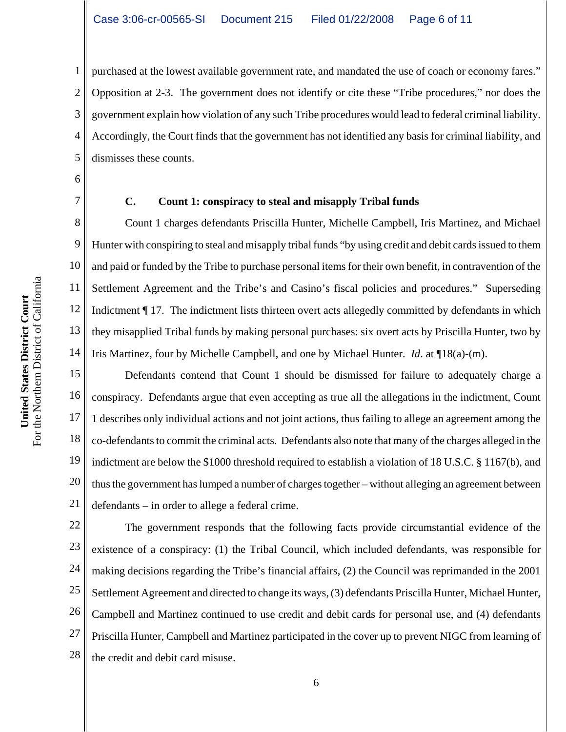purchased at the lowest available government rate, and mandated the use of coach or economy fares." Opposition at 2-3. The government does not identify or cite these "Tribe procedures," nor does the government explain how violation of any such Tribe procedures would lead to federal criminal liability. Accordingly, the Court finds that the government has not identified any basis for criminal liability, and dismisses these counts.

### C. Count 1: conspiracy to steal and misapply Tribal funds

Count 1 charges defendants Priscilla Hunter, Michelle Campbell, Iris Martinez, and Michael Hunter with conspiring to steal and misapply tribal funds "by using credit and debit cards issued to them and paid or funded by the Tribe to purchase personal items for their own benefit, in contravention of the Settlement Agreement and the Tribe's and Casino's fiscal policies and procedures." Superseding Indictment ¶ 17. The indictment lists thirteen overt acts allegedly committed by defendants in which they misapplied Tribal funds by making personal purchases: six overt acts by Priscilla Hunter, two by Iris Martinez, four by Michelle Campbell, and one by Michael Hunter. *Id*. at ¶18(a)-(m).

Defendants contend that Count 1 should be dismissed for failure to adequately charge a conspiracy. Defendants argue that even accepting as true all the allegations in the indictment, Count 1 describes only individual actions and not joint actions, thus failing to allege an agreement among the co-defendants to commit the criminal acts. Defendants also note that many of the charges alleged in the indictment are below the $1000 threshold required to establish a violation of 18 U.S.C. § 1167(b), and thus the government has lumped a number of charges together – without alleging an agreement between defendants – in order to allege a federal crime.

The government responds that the following facts provide circumstantial evidence of the existence of a conspiracy: (1) the Tribal Council, which included defendants, was responsible for making decisions regarding the Tribe's financial affairs, (2) the Council was reprimanded in the 2001 Settlement Agreement and directed to change its ways, (3) defendants Priscilla Hunter, Michael Hunter, Campbell and Martinez continued to use credit and debit cards for personal use, and (4) defendants Priscilla Hunter, Campbell and Martinez participated in the cover up to prevent NIGC from learning of the credit and debit card misuse.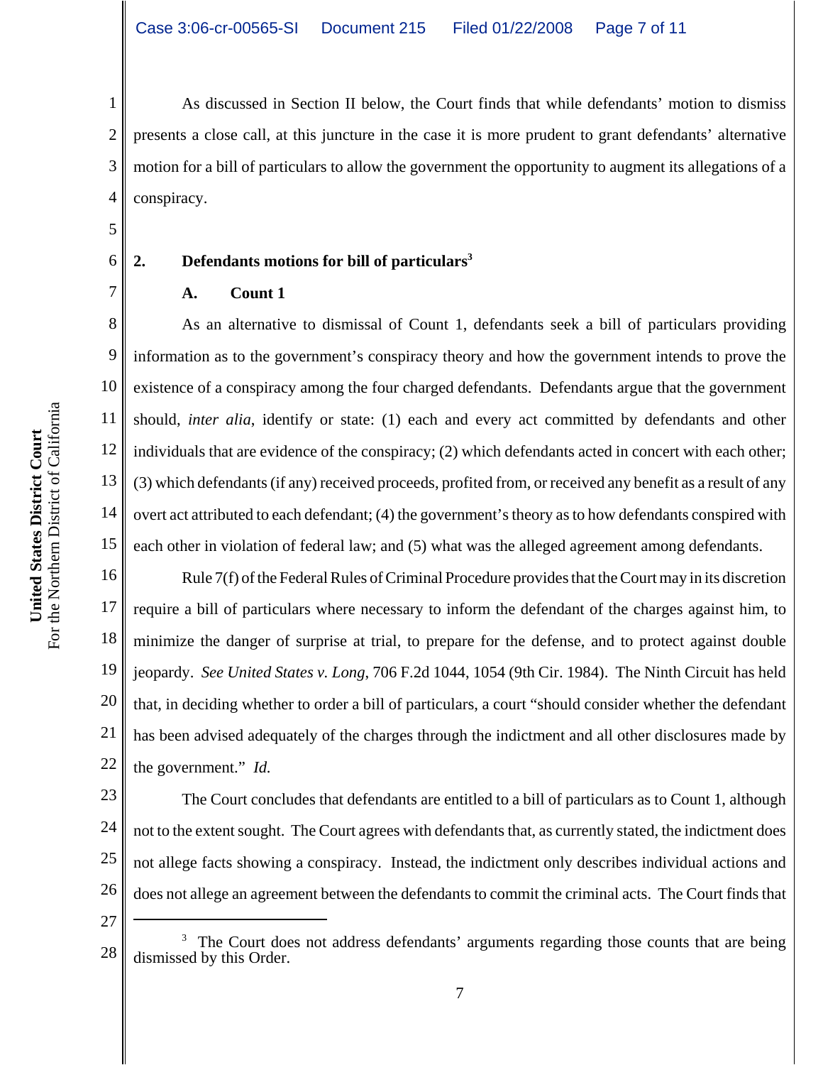As discussed in Section II below, the Court finds that while defendants' motion to dismiss presents a close call, at this juncture in the case it is more prudent to grant defendants' alternative motion for a bill of particulars to allow the government the opportunity to augment its allegations of a conspiracy.

**2. Defendants motions for bill of particulars[3]**

**A. Count 1**

As an alternative to dismissal of Count 1, defendants seek a bill of particulars providing information as to the government's conspiracy theory and how the government intends to prove the existence of a conspiracy among the four charged defendants. Defendants argue that the government should, *inter alia*, identify or state: (1) each and every act committed by defendants and other individuals that are evidence of the conspiracy; (2) which defendants acted in concert with each other; (3) which defendants (if any) received proceeds, profited from, or received any benefit as a result of any overt act attributed to each defendant; (4) the government's theory as to how defendants conspired with each other in violation of federal law; and (5) what was the alleged agreement among defendants.

Rule 7(f) of the Federal Rules of Criminal Procedure provides that the Court may in its discretion require a bill of particulars where necessary to inform the defendant of the charges against him, to minimize the danger of surprise at trial, to prepare for the defense, and to protect against double jeopardy. *See United States v. Long*, 706 F.2d 1044, 1054 (9th Cir. 1984). The Ninth Circuit has held that, in deciding whether to order a bill of particulars, a court "should consider whether the defendant has been advised adequately of the charges through the indictment and all other disclosures made by the government." *Id.*

The Court concludes that defendants are entitled to a bill of particulars as to Count 1, although not to the extent sought. The Court agrees with defendants that, as currently stated, the indictment does not allege facts showing a conspiracy. Instead, the indictment only describes individual actions and does not allege an agreement between the defendants to commit the criminal acts. The Court finds that

---

[3] The Court does not address defendants' arguments regarding those counts that are being dismissed by this Order.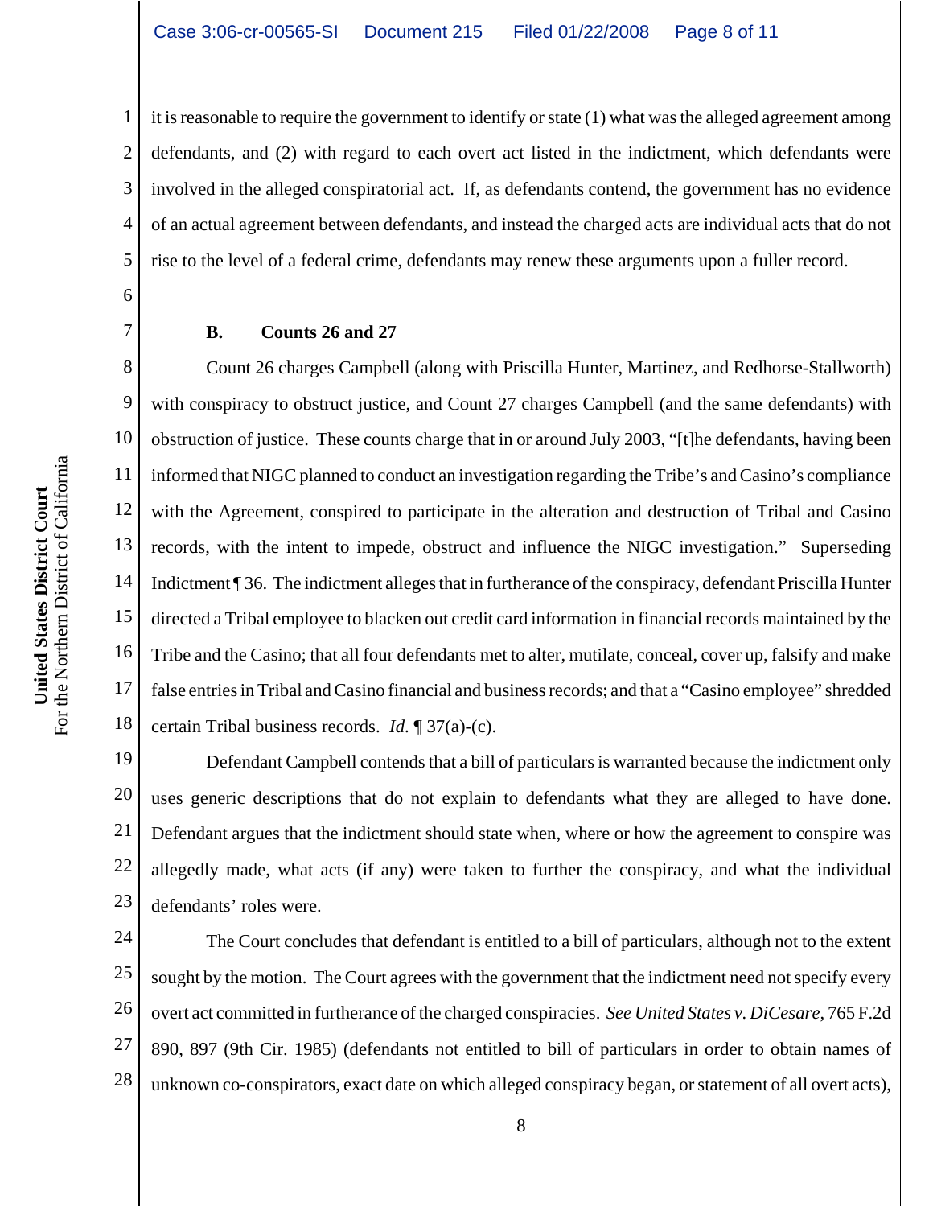it is reasonable to require the government to identify or state (1) what was the alleged agreement among defendants, and (2) with regard to each overt act listed in the indictment, which defendants were involved in the alleged conspiratorial act. If, as defendants contend, the government has no evidence of an actual agreement between defendants, and instead the charged acts are individual acts that do not rise to the level of a federal crime, defendants may renew these arguments upon a fuller record.

**B. Counts 26 and 27**

Count 26 charges Campbell (along with Priscilla Hunter, Martinez, and Redhorse-Stallworth) with conspiracy to obstruct justice, and Count 27 charges Campbell (and the same defendants) with obstruction of justice. These counts charge that in or around July 2003, "[t]he defendants, having been informed that NIGC planned to conduct an investigation regarding the Tribe's and Casino's compliance with the Agreement, conspired to participate in the alteration and destruction of Tribal and Casino records, with the intent to impede, obstruct and influence the NIGC investigation." Superseding Indictment ¶ 36. The indictment alleges that in furtherance of the conspiracy, defendant Priscilla Hunter directed a Tribal employee to blacken out credit card information in financial records maintained by the Tribe and the Casino; that all four defendants met to alter, mutilate, conceal, cover up, falsify and make false entries in Tribal and Casino financial and business records; and that a "Casino employee" shredded certain Tribal business records. *Id.* ¶ 37(a)-(c).

Defendant Campbell contends that a bill of particulars is warranted because the indictment only uses generic descriptions that do not explain to defendants what they are alleged to have done. Defendant argues that the indictment should state when, where or how the agreement to conspire was allegedly made, what acts (if any) were taken to further the conspiracy, and what the individual defendants' roles were.

The Court concludes that defendant is entitled to a bill of particulars, although not to the extent sought by the motion. The Court agrees with the government that the indictment need not specify every overt act committed in furtherance of the charged conspiracies. *See United States v. DiCesare*, 765 F.2d 890, 897 (9th Cir. 1985) (defendants not entitled to bill of particulars in order to obtain names of unknown co-conspirators, exact date on which alleged conspiracy began, or statement of all overt acts),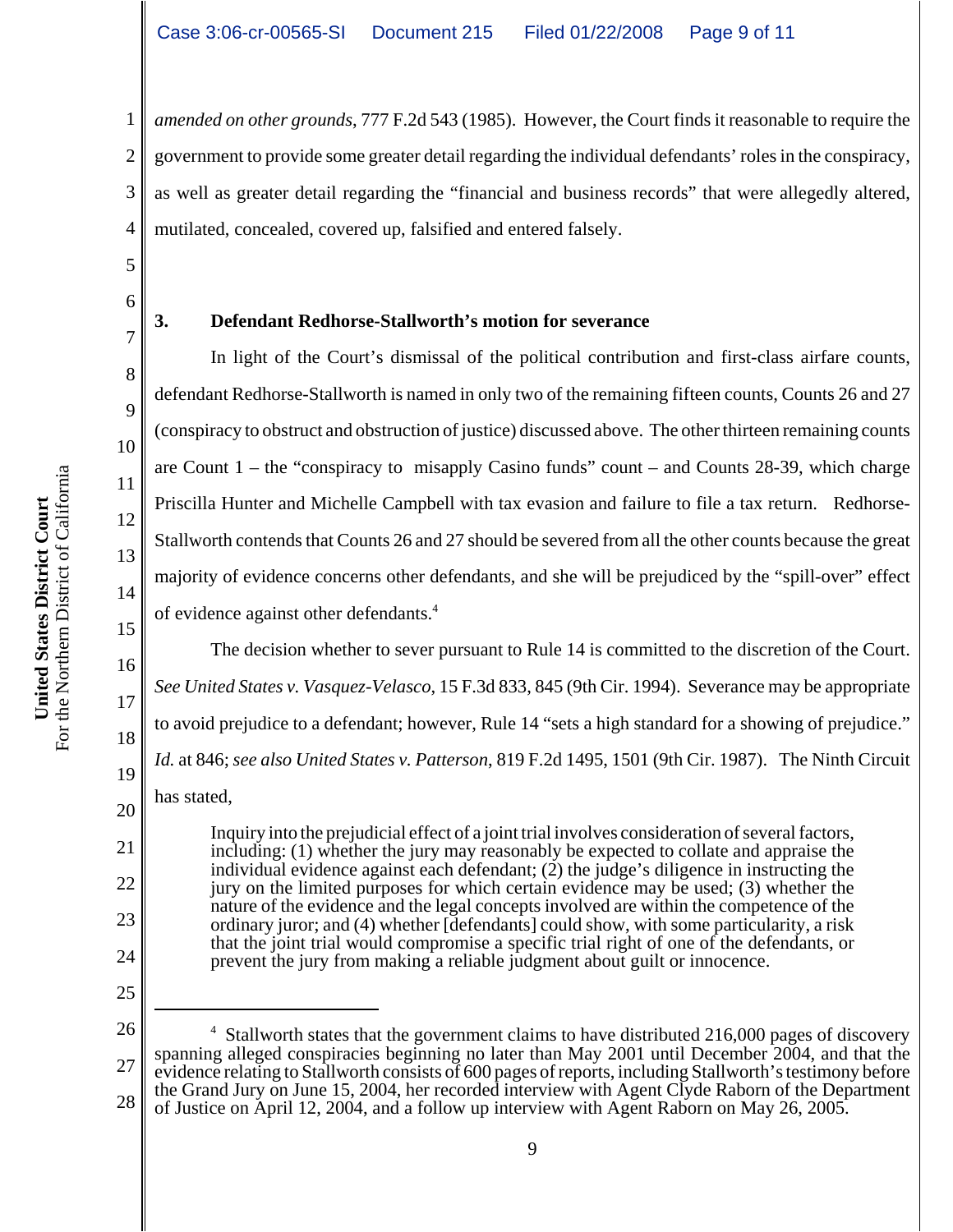*amended on other grounds*, 777 F.2d 543 (1985). However, the Court finds it reasonable to require the government to provide some greater detail regarding the individual defendants' roles in the conspiracy, as well as greater detail regarding the "financial and business records" that were allegedly altered, mutilated, concealed, covered up, falsified and entered falsely.

### 3. Defendant Redhorse-Stallworth's motion for severance

In light of the Court's dismissal of the political contribution and first-class airfare counts, defendant Redhorse-Stallworth is named in only two of the remaining fifteen counts, Counts 26 and 27 (conspiracy to obstruct and obstruction of justice) discussed above. The other thirteen remaining counts are Count 1 – the "conspiracy to misapply Casino funds" count – and Counts 28-39, which charge Priscilla Hunter and Michelle Campbell with tax evasion and failure to file a tax return. Redhorse-Stallworth contends that Counts 26 and 27 should be severed from all the other counts because the great majority of evidence concerns other defendants, and she will be prejudiced by the "spill-over" effect of evidence against other defendants.[4]

The decision whether to sever pursuant to Rule 14 is committed to the discretion of the Court. *See United States v. Vasquez-Velasco*, 15 F.3d 833, 845 (9th Cir. 1994). Severance may be appropriate to avoid prejudice to a defendant; however, Rule 14 "sets a high standard for a showing of prejudice." *Id.* at 846; *see also United States v. Patterson*, 819 F.2d 1495, 1501 (9th Cir. 1987). The Ninth Circuit has stated,

> Inquiry into the prejudicial effect of a joint trial involves consideration of several factors, including: (1) whether the jury may reasonably be expected to collate and appraise the individual evidence against each defendant; (2) the judge's diligence in instructing the jury on the limited purposes for which certain evidence may be used; (3) whether the nature of the evidence and the legal concepts involved are within the competence of the ordinary juror; and (4) whether [defendants] could show, with some particularity, a risk that the joint trial would compromise a specific trial right of one of the defendants, or prevent the jury from making a reliable judgment about guilt or innocence.

---

[4] Stallworth states that the government claims to have distributed 216,000 pages of discovery spanning alleged conspiracies beginning no later than May 2001 until December 2004, and that the evidence relating to Stallworth consists of 600 pages of reports, including Stallworth's testimony before the Grand Jury on June 15, 2004, her recorded interview with Agent Clyde Raborn of the Department of Justice on April 12, 2004, and a follow up interview with Agent Raborn on May 26, 2005.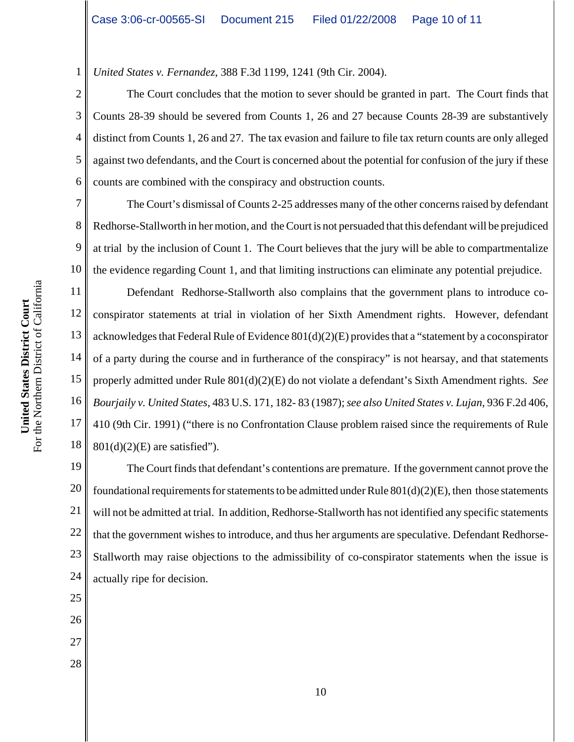*United States v. Fernandez*, 388 F.3d 1199, 1241 (9th Cir. 2004).

The Court concludes that the motion to sever should be granted in part. The Court finds that Counts 28-39 should be severed from Counts 1, 26 and 27 because Counts 28-39 are substantively distinct from Counts 1, 26 and 27. The tax evasion and failure to file tax return counts are only alleged against two defendants, and the Court is concerned about the potential for confusion of the jury if these counts are combined with the conspiracy and obstruction counts.

The Court's dismissal of Counts 2-25 addresses many of the other concerns raised by defendant Redhorse-Stallworth in her motion, and the Court is not persuaded that this defendant will be prejudiced at trial by the inclusion of Count 1. The Court believes that the jury will be able to compartmentalize the evidence regarding Count 1, and that limiting instructions can eliminate any potential prejudice.

Defendant Redhorse-Stallworth also complains that the government plans to introduce co-conspirator statements at trial in violation of her Sixth Amendment rights. However, defendant acknowledges that Federal Rule of Evidence 801(d)(2)(E) provides that a "statement by a coconspirator of a party during the course and in furtherance of the conspiracy" is not hearsay, and that statements properly admitted under Rule 801(d)(2)(E) do not violate a defendant's Sixth Amendment rights. *See Bourjaily v. United States*, 483 U.S. 171, 182- 83 (1987); *see also United States v. Lujan*, 936 F.2d 406, 410 (9th Cir. 1991) ("there is no Confrontation Clause problem raised since the requirements of Rule 801(d)(2)(E) are satisfied").

The Court finds that defendant's contentions are premature. If the government cannot prove the foundational requirements for statements to be admitted under Rule 801(d)(2)(E), then those statements will not be admitted at trial. In addition, Redhorse-Stallworth has not identified any specific statements that the government wishes to introduce, and thus her arguments are speculative. Defendant Redhorse-Stallworth may raise objections to the admissibility of co-conspirator statements when the issue is actually ripe for decision.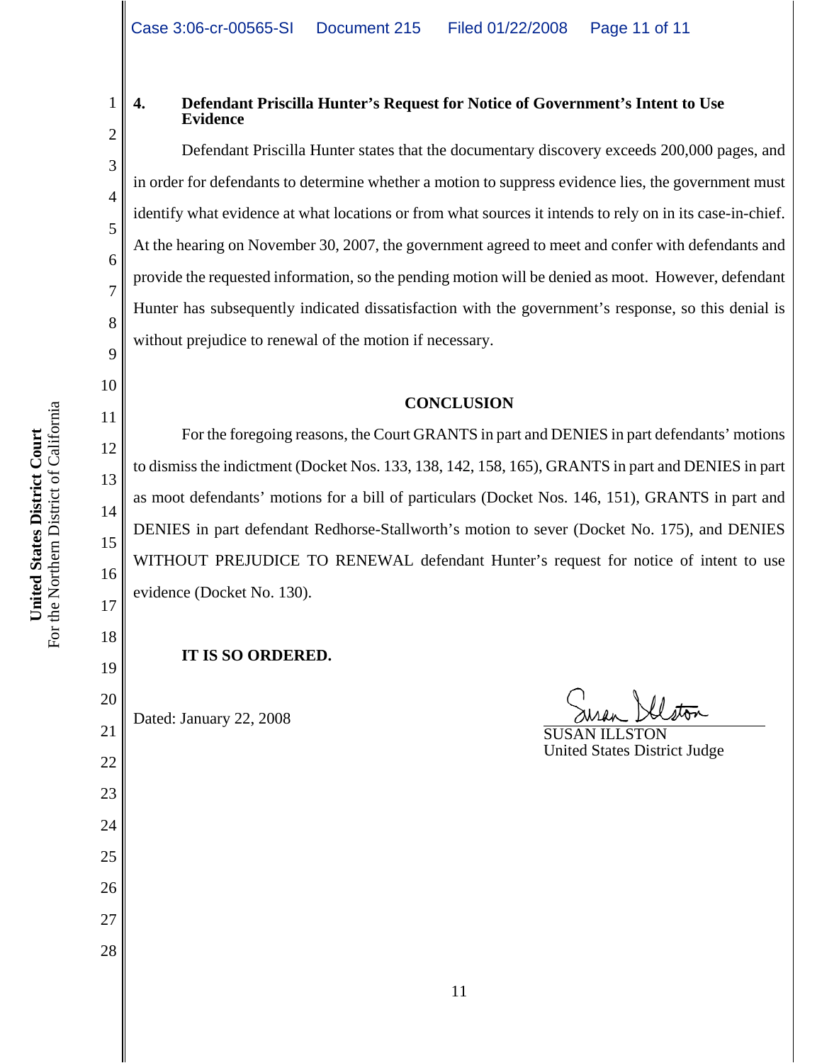**4. Defendant Priscilla Hunter's Request for Notice of Government's Intent to Use Evidence**

Defendant Priscilla Hunter states that the documentary discovery exceeds 200,000 pages, and in order for defendants to determine whether a motion to suppress evidence lies, the government must identify what evidence at what locations or from what sources it intends to rely on in its case-in-chief. At the hearing on November 30, 2007, the government agreed to meet and confer with defendants and provide the requested information, so the pending motion will be denied as moot. However, defendant Hunter has subsequently indicated dissatisfaction with the government's response, so this denial is without prejudice to renewal of the motion if necessary.

## CONCLUSION

For the foregoing reasons, the Court GRANTS in part and DENIES in part defendants' motions to dismiss the indictment (Docket Nos. 133, 138, 142, 158, 165), GRANTS in part and DENIES in part as moot defendants' motions for a bill of particulars (Docket Nos. 146, 151), GRANTS in part and DENIES in part defendant Redhorse-Stallworth's motion to sever (Docket No. 175), and DENIES WITHOUT PREJUDICE TO RENEWAL defendant Hunter's request for notice of intent to use evidence (Docket No. 130).

**IT IS SO ORDERED.**

Dated: January 22, 2008

SUSAN ILLSTON
United States District Judge